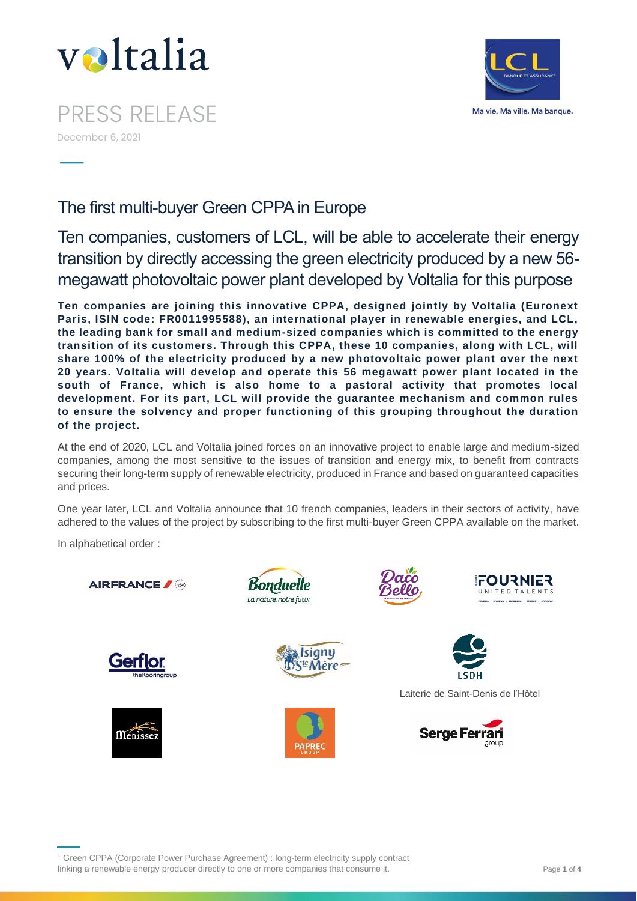voltalia

PRESS RELEASE

December 6, 2021

# The first multi-buyer Green CPPA in Europe

## Ten companies, customers of LCL, will be able to accelerate their energy transition by directly accessing the green electricity produced by a new 56-megawatt photovoltaic power plant developed by Voltalia for this purpose

**Ten companies are joining this innovative CPPA, designed jointly by Voltalia (Euronext Paris, ISIN code: FR0011995588), an international player in renewable energies, and LCL, the leading bank for small and medium-sized companies which is committed to the energy transition of its customers. Through this CPPA, these 10 companies, along with LCL, will share 100% of the electricity produced by a new photovoltaic power plant over the next 20 years. Voltalia will develop and operate this 56 megawatt power plant located in the south of France, which is also home to a pastoral activity that promotes local development. For its part, LCL will provide the guarantee mechanism and common rules to ensure the solvency and proper functioning of this grouping throughout the duration of the project.**

At the end of 2020, LCL and Voltalia joined forces on an innovative project to enable large and medium-sized companies, among the most sensitive to the issues of transition and energy mix, to benefit from contracts securing their long-term supply of renewable electricity, produced in France and based on guaranteed capacities and prices.

One year later, LCL and Voltalia announce that 10 french companies, leaders in their sectors of activity, have adhered to the values of the project by subscribing to the first multi-buyer Green CPPA available on the market.

In alphabetical order :

- Air France
- Bonduelle
- Daco Bello
- Fournier United Talents
- Gerflor
- Isigny Ste Mère
- Laiterie de Saint-Denis de l'Hôtel
- Ménissez
- Paprec Group
- Serge Ferrari group

[1] Green CPPA (Corporate Power Purchase Agreement) : long-term electricity supply contract linking a renewable energy producer directly to one or more companies that consume it.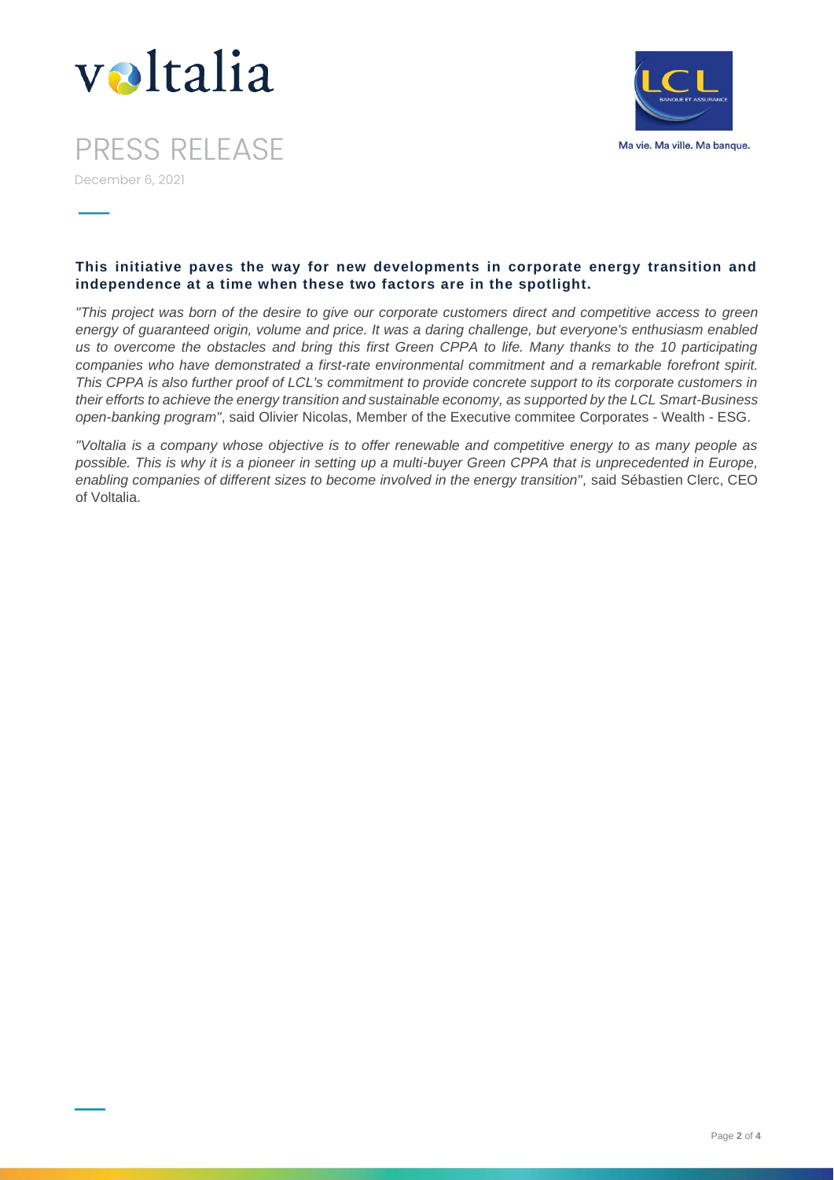**This initiative paves the way for new developments in corporate energy transition and independence at a time when these two factors are in the spotlight.**

*"This project was born of the desire to give our corporate customers direct and competitive access to green energy of guaranteed origin, volume and price. It was a daring challenge, but everyone's enthusiasm enabled us to overcome the obstacles and bring this first Green CPPA to life. Many thanks to the 10 participating companies who have demonstrated a first-rate environmental commitment and a remarkable forefront spirit. This CPPA is also further proof of LCL's commitment to provide concrete support to its corporate customers in their efforts to achieve the energy transition and sustainable economy, as supported by the LCL Smart-Business open-banking program"*, said Olivier Nicolas, Member of the Executive commitee Corporates - Wealth - ESG.

*"Voltalia is a company whose objective is to offer renewable and competitive energy to as many people as possible. This is why it is a pioneer in setting up a multi-buyer Green CPPA that is unprecedented in Europe, enabling companies of different sizes to become involved in the energy transition",* said Sébastien Clerc, CEO of Voltalia.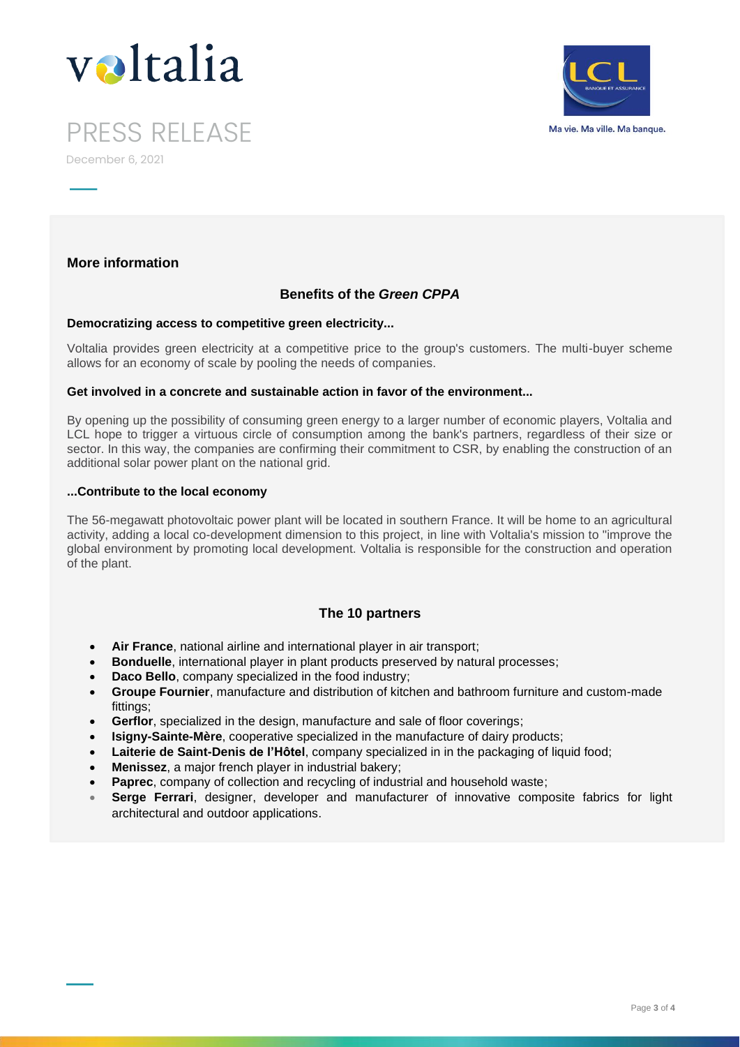PRESS RELEASE

December 6, 2021

## More information

### Benefits of the *Green CPPA*

**Democratizing access to competitive green electricity...**

Voltalia provides green electricity at a competitive price to the group's customers. The multi-buyer scheme allows for an economy of scale by pooling the needs of companies.

**Get involved in a concrete and sustainable action in favor of the environment...**

By opening up the possibility of consuming green energy to a larger number of economic players, Voltalia and LCL hope to trigger a virtuous circle of consumption among the bank's partners, regardless of their size or sector. In this way, the companies are confirming their commitment to CSR, by enabling the construction of an additional solar power plant on the national grid.

**...Contribute to the local economy**

The 56-megawatt photovoltaic power plant will be located in southern France. It will be home to an agricultural activity, adding a local co-development dimension to this project, in line with Voltalia's mission to "improve the global environment by promoting local development. Voltalia is responsible for the construction and operation of the plant.

### The 10 partners

- **Air France**, national airline and international player in air transport;
- **Bonduelle**, international player in plant products preserved by natural processes;
- **Daco Bello**, company specialized in the food industry;
- **Groupe Fournier**, manufacture and distribution of kitchen and bathroom furniture and custom-made fittings;
- **Gerflor**, specialized in the design, manufacture and sale of floor coverings;
- **Isigny-Sainte-Mère**, cooperative specialized in the manufacture of dairy products;
- **Laiterie de Saint-Denis de l'Hôtel**, company specialized in in the packaging of liquid food;
- **Menissez**, a major french player in industrial bakery;
- **Paprec**, company of collection and recycling of industrial and household waste;
- **Serge Ferrari**, designer, developer and manufacturer of innovative composite fabrics for light architectural and outdoor applications.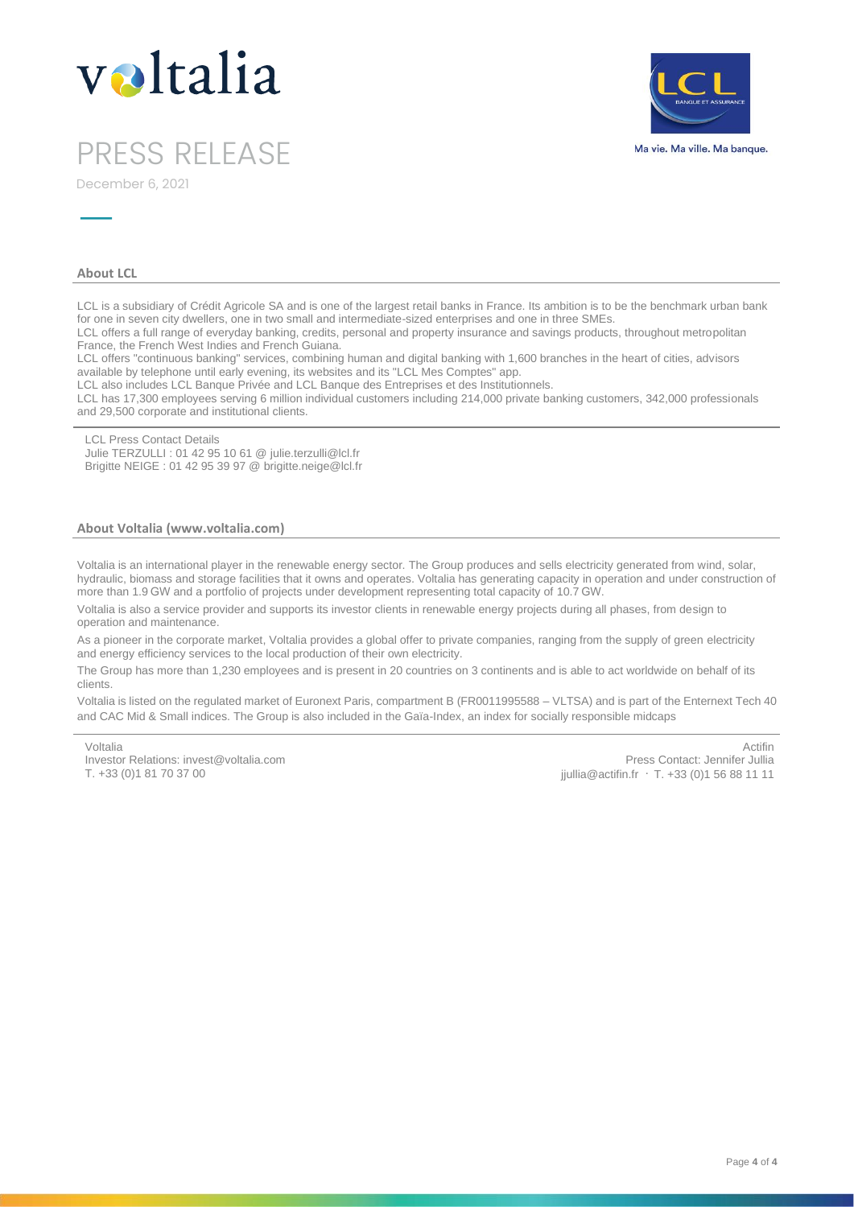# PRESS RELEASE

December 6, 2021

## About LCL

LCL is a subsidiary of Crédit Agricole SA and is one of the largest retail banks in France. Its ambition is to be the benchmark urban bank for one in seven city dwellers, one in two small and intermediate-sized enterprises and one in three SMEs.

LCL offers a full range of everyday banking, credits, personal and property insurance and savings products, throughout metropolitan France, the French West Indies and French Guiana.

LCL offers "continuous banking" services, combining human and digital banking with 1,600 branches in the heart of cities, advisors available by telephone until early evening, its websites and its "LCL Mes Comptes" app.

LCL also includes LCL Banque Privée and LCL Banque des Entreprises et des Institutionnels.

LCL has 17,300 employees serving 6 million individual customers including 214,000 private banking customers, 342,000 professionals and 29,500 corporate and institutional clients.

LCL Press Contact Details
Julie TERZULLI : 01 42 95 10 61 @ julie.terzulli@lcl.fr
Brigitte NEIGE : 01 42 95 39 97 @ brigitte.neige@lcl.fr

## About Voltalia (www.voltalia.com)

Voltalia is an international player in the renewable energy sector. The Group produces and sells electricity generated from wind, solar, hydraulic, biomass and storage facilities that it owns and operates. Voltalia has generating capacity in operation and under construction of more than 1.9 GW and a portfolio of projects under development representing total capacity of 10.7 GW.

Voltalia is also a service provider and supports its investor clients in renewable energy projects during all phases, from design to operation and maintenance.

As a pioneer in the corporate market, Voltalia provides a global offer to private companies, ranging from the supply of green electricity and energy efficiency services to the local production of their own electricity.

The Group has more than 1,230 employees and is present in 20 countries on 3 continents and is able to act worldwide on behalf of its clients.

Voltalia is listed on the regulated market of Euronext Paris, compartment B (FR0011995588 – VLTSA) and is part of the Enternext Tech 40 and CAC Mid & Small indices. The Group is also included in the Gaïa-Index, an index for socially responsible midcaps

Voltalia
Investor Relations: invest@voltalia.com
T. +33 (0)1 81 70 37 00

Actifin
Press Contact: Jennifer Jullia
jjullia@actifin.fr · T. +33 (0)1 56 88 11 11